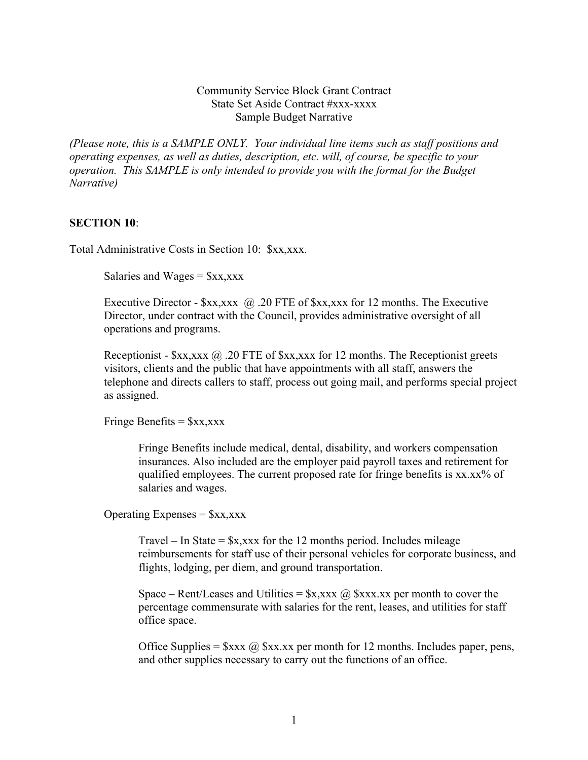Community Service Block Grant Contract
State Set Aside Contract #xxx-xxxx
Sample Budget Narrative

*(Please note, this is a SAMPLE ONLY. Your individual line items such as staff positions and operating expenses, as well as duties, description, etc. will, of course, be specific to your operation. This SAMPLE is only intended to provide you with the format for the Budget Narrative)*

**SECTION 10**:

Total Administrative Costs in Section 10: $xx,xxx.

Salaries and Wages = $xx,xxx

Executive Director - $xx,xxx @ .20 FTE of $xx,xxx for 12 months. The Executive Director, under contract with the Council, provides administrative oversight of all operations and programs.

Receptionist - $xx,xxx @ .20 FTE of $xx,xxx for 12 months. The Receptionist greets visitors, clients and the public that have appointments with all staff, answers the telephone and directs callers to staff, process out going mail, and performs special project as assigned.

Fringe Benefits = $xx,xxx

Fringe Benefits include medical, dental, disability, and workers compensation insurances. Also included are the employer paid payroll taxes and retirement for qualified employees. The current proposed rate for fringe benefits is xx.xx% of salaries and wages.

Operating Expenses = $xx,xxx

Travel – In State = $x,xxx for the 12 months period. Includes mileage reimbursements for staff use of their personal vehicles for corporate business, and flights, lodging, per diem, and ground transportation.

Space – Rent/Leases and Utilities = $x,xxx @ $xxx.xx per month to cover the percentage commensurate with salaries for the rent, leases, and utilities for staff office space.

Office Supplies = $xxx @ $xx.xx per month for 12 months. Includes paper, pens, and other supplies necessary to carry out the functions of an office.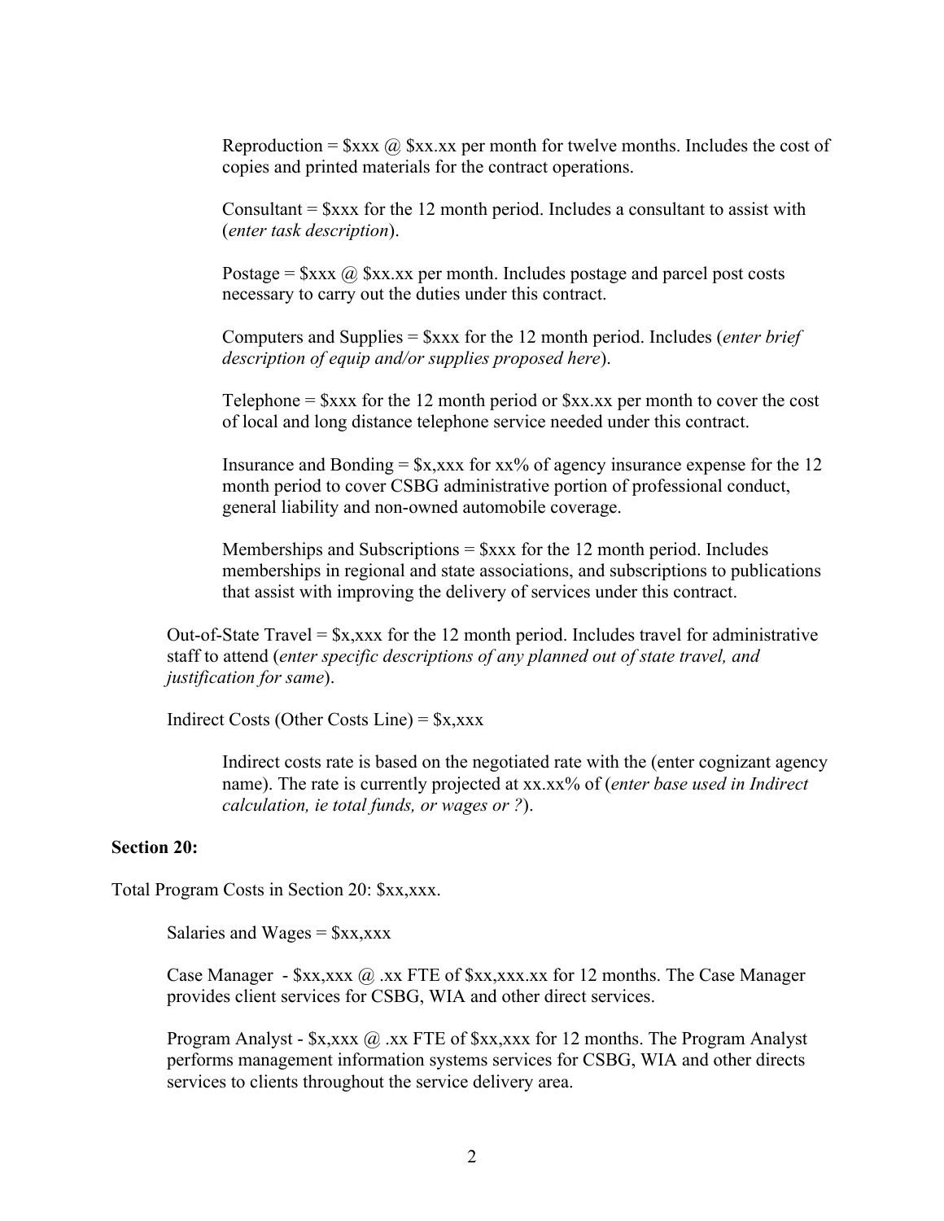Reproduction = $xxx @ $xx.xx per month for twelve months. Includes the cost of copies and printed materials for the contract operations.

Consultant = $xxx for the 12 month period. Includes a consultant to assist with (*enter task description*).

Postage = $xxx @ $xx.xx per month. Includes postage and parcel post costs necessary to carry out the duties under this contract.

Computers and Supplies = $xxx for the 12 month period. Includes (*enter brief description of equip and/or supplies proposed here*).

Telephone = $xxx for the 12 month period or $xx.xx per month to cover the cost of local and long distance telephone service needed under this contract.

Insurance and Bonding = $x,xxx for xx% of agency insurance expense for the 12 month period to cover CSBG administrative portion of professional conduct, general liability and non-owned automobile coverage.

Memberships and Subscriptions = $xxx for the 12 month period. Includes memberships in regional and state associations, and subscriptions to publications that assist with improving the delivery of services under this contract.

Out-of-State Travel = $x,xxx for the 12 month period. Includes travel for administrative staff to attend (*enter specific descriptions of any planned out of state travel, and justification for same*).

Indirect Costs (Other Costs Line) = $x,xxx

Indirect costs rate is based on the negotiated rate with the (enter cognizant agency name). The rate is currently projected at xx.xx% of (*enter base used in Indirect calculation, ie total funds, or wages or ?*).

**Section 20:**

Total Program Costs in Section 20: $xx,xxx.

Salaries and Wages = $xx,xxx

Case Manager - $xx,xxx @ .xx FTE of $xx,xxx.xx for 12 months. The Case Manager provides client services for CSBG, WIA and other direct services.

Program Analyst - $x,xxx @ .xx FTE of $xx,xxx for 12 months. The Program Analyst performs management information systems services for CSBG, WIA and other directs services to clients throughout the service delivery area.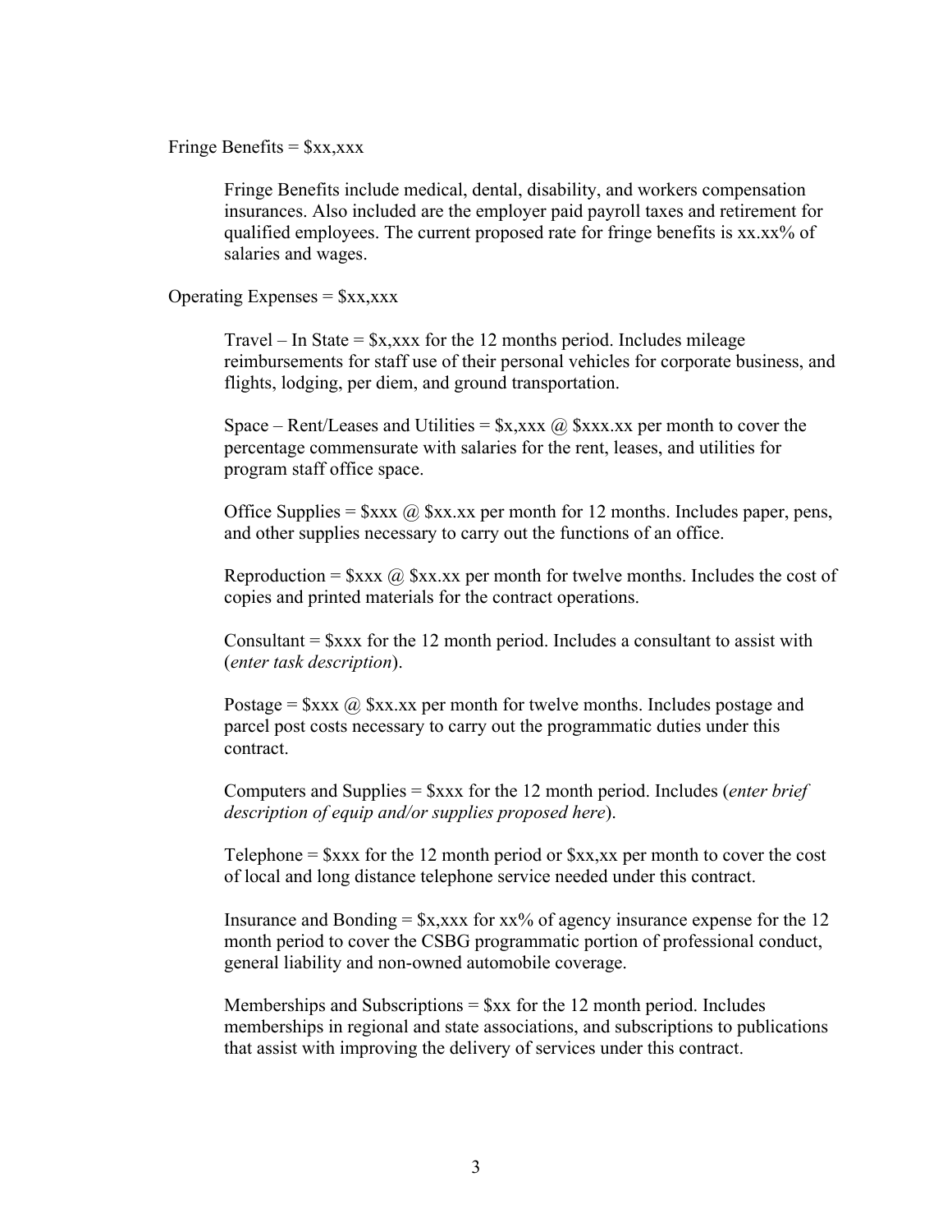Fringe Benefits = $xx,xxx

Fringe Benefits include medical, dental, disability, and workers compensation insurances. Also included are the employer paid payroll taxes and retirement for qualified employees. The current proposed rate for fringe benefits is xx.xx% of salaries and wages.

Operating Expenses = $xx,xxx

Travel – In State = $x,xxx for the 12 months period. Includes mileage reimbursements for staff use of their personal vehicles for corporate business, and flights, lodging, per diem, and ground transportation.

Space – Rent/Leases and Utilities = $x,xxx @ $xxx.xx per month to cover the percentage commensurate with salaries for the rent, leases, and utilities for program staff office space.

Office Supplies = $xxx @ $xx.xx per month for 12 months. Includes paper, pens, and other supplies necessary to carry out the functions of an office.

Reproduction = $xxx @ $xx.xx per month for twelve months. Includes the cost of copies and printed materials for the contract operations.

Consultant = $xxx for the 12 month period. Includes a consultant to assist with (*enter task description*).

Postage = $xxx @ $xx.xx per month for twelve months. Includes postage and parcel post costs necessary to carry out the programmatic duties under this contract.

Computers and Supplies = $xxx for the 12 month period. Includes (*enter brief description of equip and/or supplies proposed here*).

Telephone = $xxx for the 12 month period or $xx,xx per month to cover the cost of local and long distance telephone service needed under this contract.

Insurance and Bonding = $x,xxx for xx% of agency insurance expense for the 12 month period to cover the CSBG programmatic portion of professional conduct, general liability and non-owned automobile coverage.

Memberships and Subscriptions = $xx for the 12 month period. Includes memberships in regional and state associations, and subscriptions to publications that assist with improving the delivery of services under this contract.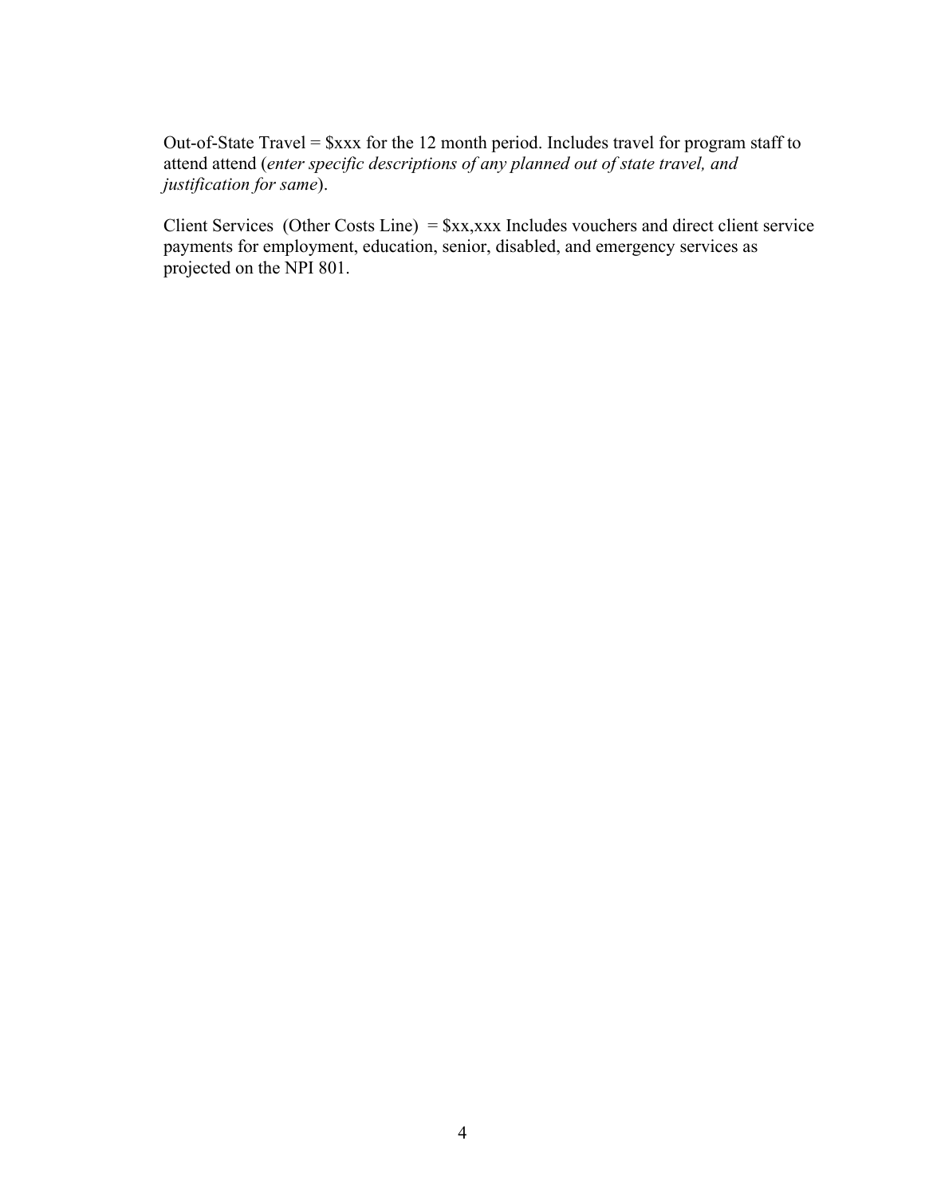Out-of-State Travel = $xxx for the 12 month period. Includes travel for program staff to attend attend (*enter specific descriptions of any planned out of state travel, and justification for same*).

Client Services  (Other Costs Line)  = $xx,xxx Includes vouchers and direct client service payments for employment, education, senior, disabled, and emergency services as projected on the NPI 801.